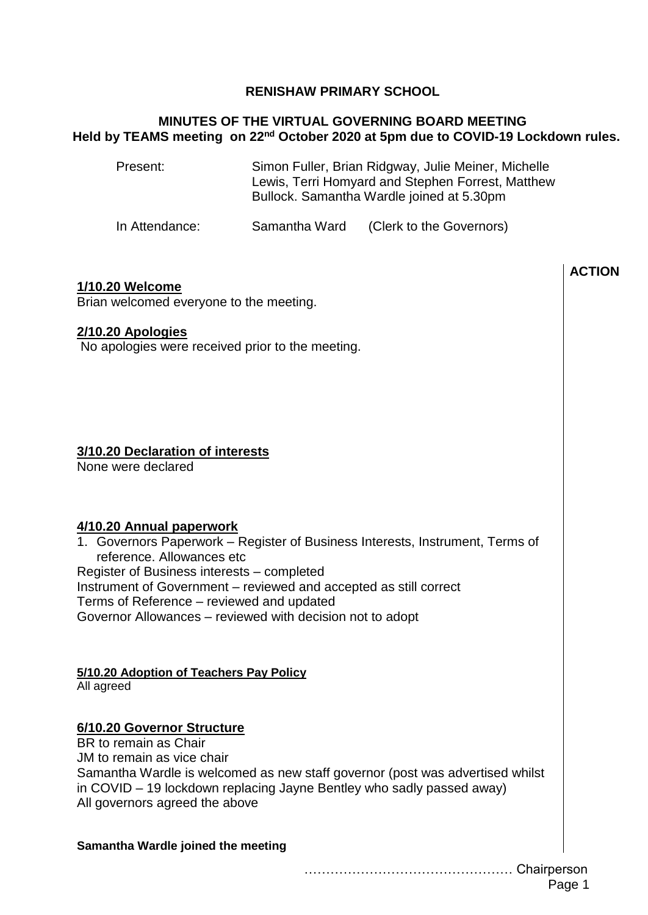**RENISHAW PRIMARY SCHOOL**

**MINUTES OF THE VIRTUAL GOVERNING BOARD MEETING**
**Held by TEAMS meeting on 22nd October 2020 at 5pm due to COVID-19 Lockdown rules.**

| | | |
|---|---|---|
| Present: | Simon Fuller, Brian Ridgway, Julie Meiner, Michelle Lewis, Terri Homyard and Stephen Forrest, Matthew Bullock. Samantha Wardle joined at 5.30pm | |
| In Attendance: | Samantha Ward | (Clerk to the Governors) |

**ACTION**

**1/10.20 Welcome**

Brian welcomed everyone to the meeting.

**2/10.20 Apologies**

No apologies were received prior to the meeting.

**3/10.20 Declaration of interests**

None were declared

**4/10.20 Annual paperwork**

1. Governors Paperwork – Register of Business Interests, Instrument, Terms of reference. Allowances etc

Register of Business interests – completed
Instrument of Government – reviewed and accepted as still correct
Terms of Reference – reviewed and updated
Governor Allowances – reviewed with decision not to adopt

**5/10.20 Adoption of Teachers Pay Policy**

All agreed

**6/10.20 Governor Structure**

BR to remain as Chair
JM to remain as vice chair
Samantha Wardle is welcomed as new staff governor (post was advertised whilst in COVID – 19 lockdown replacing Jayne Bentley who sadly passed away)
All governors agreed the above

**Samantha Wardle joined the meeting**

………………………………………… Chairperson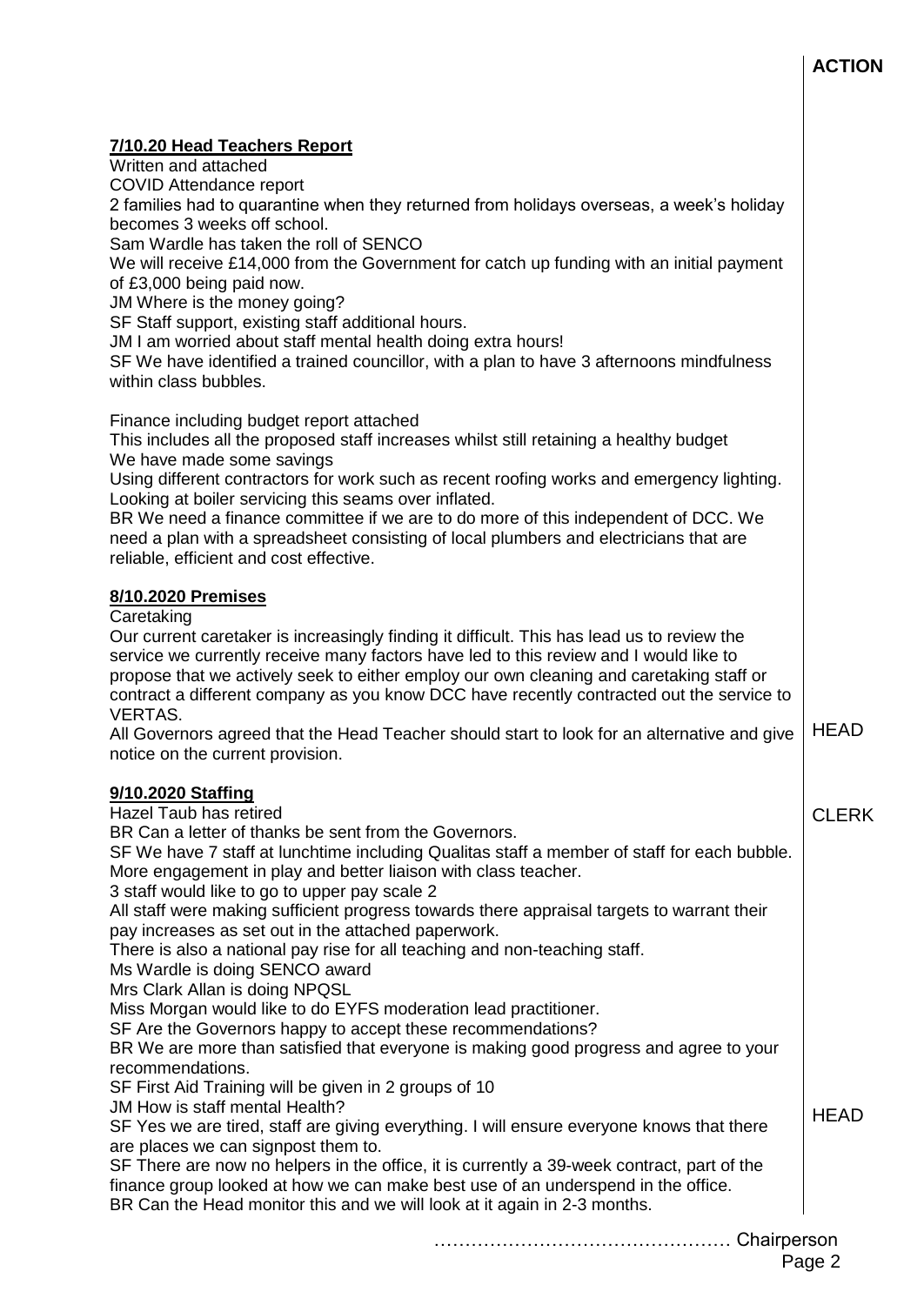**ACTION**

**7/10.20 Head Teachers Report**

Written and attached

COVID Attendance report

2 families had to quarantine when they returned from holidays overseas, a week's holiday becomes 3 weeks off school.

Sam Wardle has taken the roll of SENCO

We will receive £14,000 from the Government for catch up funding with an initial payment of £3,000 being paid now.

JM Where is the money going?

SF Staff support, existing staff additional hours.

JM I am worried about staff mental health doing extra hours!

SF We have identified a trained councillor, with a plan to have 3 afternoons mindfulness within class bubbles.

Finance including budget report attached

This includes all the proposed staff increases whilst still retaining a healthy budget

We have made some savings

Using different contractors for work such as recent roofing works and emergency lighting.

Looking at boiler servicing this seams over inflated.

BR We need a finance committee if we are to do more of this independent of DCC. We need a plan with a spreadsheet consisting of local plumbers and electricians that are reliable, efficient and cost effective.

**8/10.2020 Premises**

Caretaking

Our current caretaker is increasingly finding it difficult. This has lead us to review the service we currently receive many factors have led to this review and I would like to propose that we actively seek to either employ our own cleaning and caretaking staff or contract a different company as you know DCC have recently contracted out the service to VERTAS.

All Governors agreed that the Head Teacher should start to look for an alternative and give notice on the current provision. — **HEAD**

**9/10.2020 Staffing**

Hazel Taub has retired

BR Can a letter of thanks be sent from the Governors. — **CLERK**

SF We have 7 staff at lunchtime including Qualitas staff a member of staff for each bubble. More engagement in play and better liaison with class teacher.

3 staff would like to go to upper pay scale 2

All staff were making sufficient progress towards there appraisal targets to warrant their pay increases as set out in the attached paperwork.

There is also a national pay rise for all teaching and non-teaching staff.

Ms Wardle is doing SENCO award

Mrs Clark Allan is doing NPQSL

Miss Morgan would like to do EYFS moderation lead practitioner.

SF Are the Governors happy to accept these recommendations?

BR We are more than satisfied that everyone is making good progress and agree to your recommendations.

SF First Aid Training will be given in 2 groups of 10

JM How is staff mental Health?

SF Yes we are tired, staff are giving everything. I will ensure everyone knows that there are places we can signpost them to. — **HEAD**

SF There are now no helpers in the office, it is currently a 39-week contract, part of the finance group looked at how we can make best use of an underspend in the office.

BR Can the Head monitor this and we will look at it again in 2-3 months.

………………………………………… Chairperson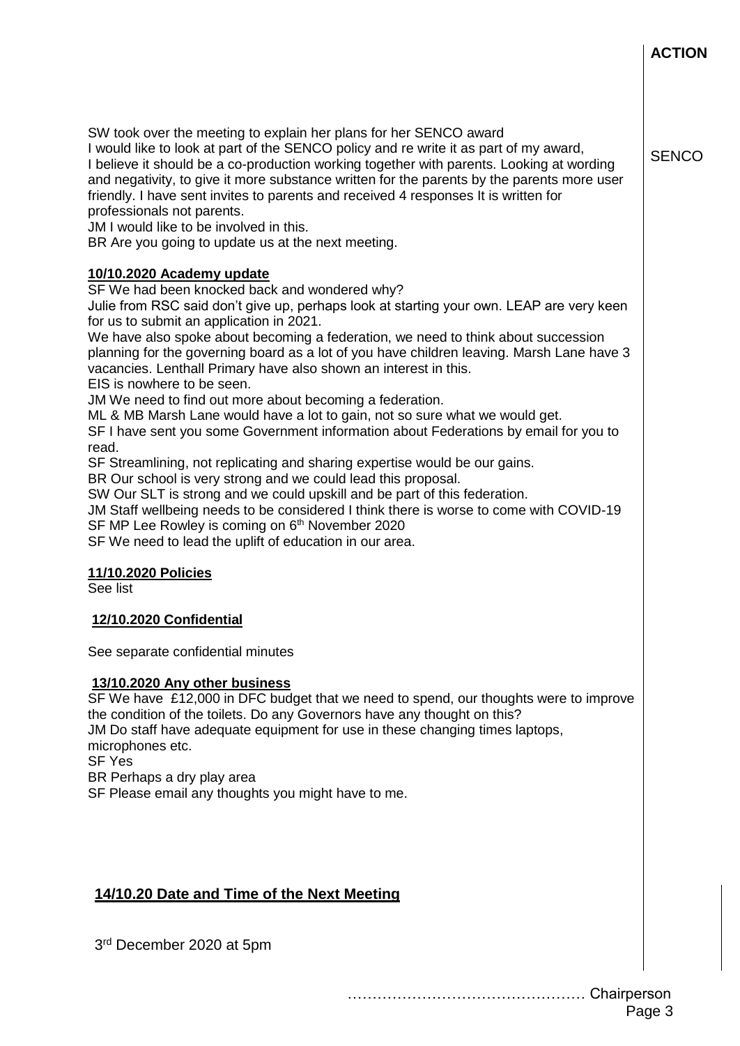**ACTION**

SW took over the meeting to explain her plans for her SENCO award
I would like to look at part of the SENCO policy and re write it as part of my award, I believe it should be a co-production working together with parents. Looking at wording and negativity, to give it more substance written for the parents by the parents more user friendly. I have sent invites to parents and received 4 responses It is written for professionals not parents.
JM I would like to be involved in this.
BR Are you going to update us at the next meeting.

SENCO

**10/10.2020 Academy update**

SF We had been knocked back and wondered why?
Julie from RSC said don't give up, perhaps look at starting your own. LEAP are very keen for us to submit an application in 2021.
We have also spoke about becoming a federation, we need to think about succession planning for the governing board as a lot of you have children leaving. Marsh Lane have 3 vacancies. Lenthall Primary have also shown an interest in this.
EIS is nowhere to be seen.
JM We need to find out more about becoming a federation.
ML & MB Marsh Lane would have a lot to gain, not so sure what we would get.
SF I have sent you some Government information about Federations by email for you to read.
SF Streamlining, not replicating and sharing expertise would be our gains.
BR Our school is very strong and we could lead this proposal.
SW Our SLT is strong and we could upskill and be part of this federation.
JM Staff wellbeing needs to be considered I think there is worse to come with COVID-19
SF MP Lee Rowley is coming on 6th November 2020
SF We need to lead the uplift of education in our area.

**11/10.2020 Policies**

See list

**12/10.2020 Confidential**

See separate confidential minutes

**13/10.2020 Any other business**

SF We have £12,000 in DFC budget that we need to spend, our thoughts were to improve the condition of the toilets. Do any Governors have any thought on this?
JM Do staff have adequate equipment for use in these changing times laptops, microphones etc.
SF Yes
BR Perhaps a dry play area
SF Please email any thoughts you might have to me.

**14/10.20 Date and Time of the Next Meeting**

3rd December 2020 at 5pm

………………………………………… Chairperson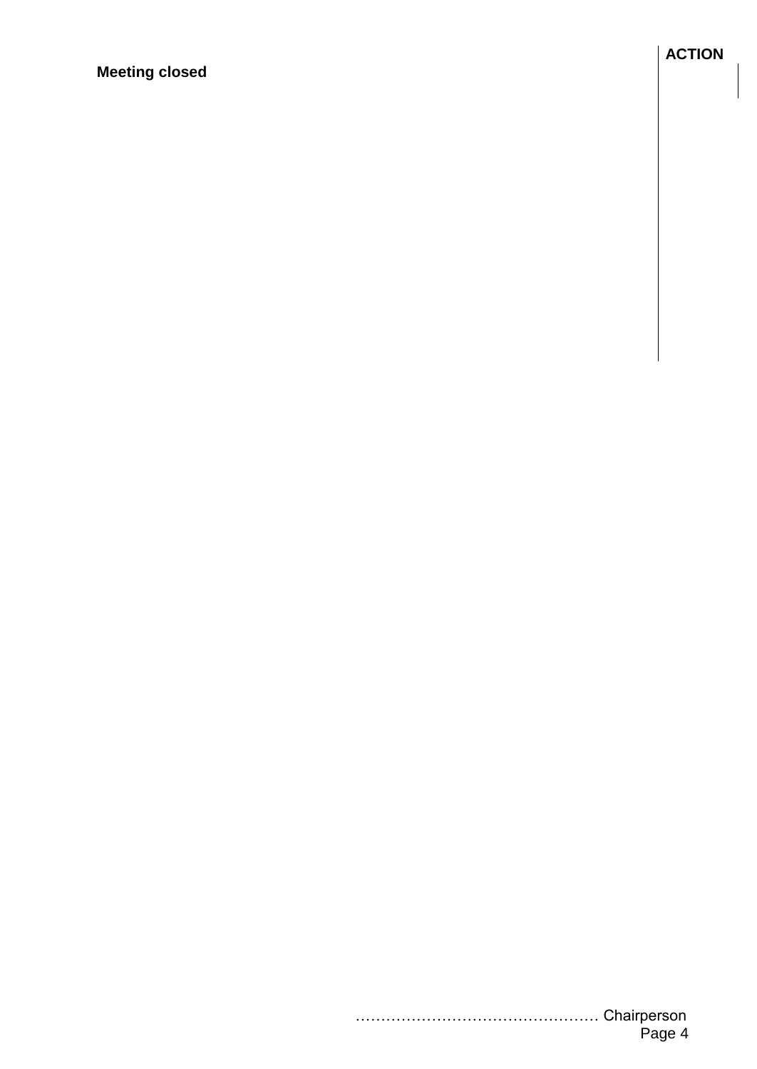**ACTION**

**Meeting closed**

………………………………………… Chairperson